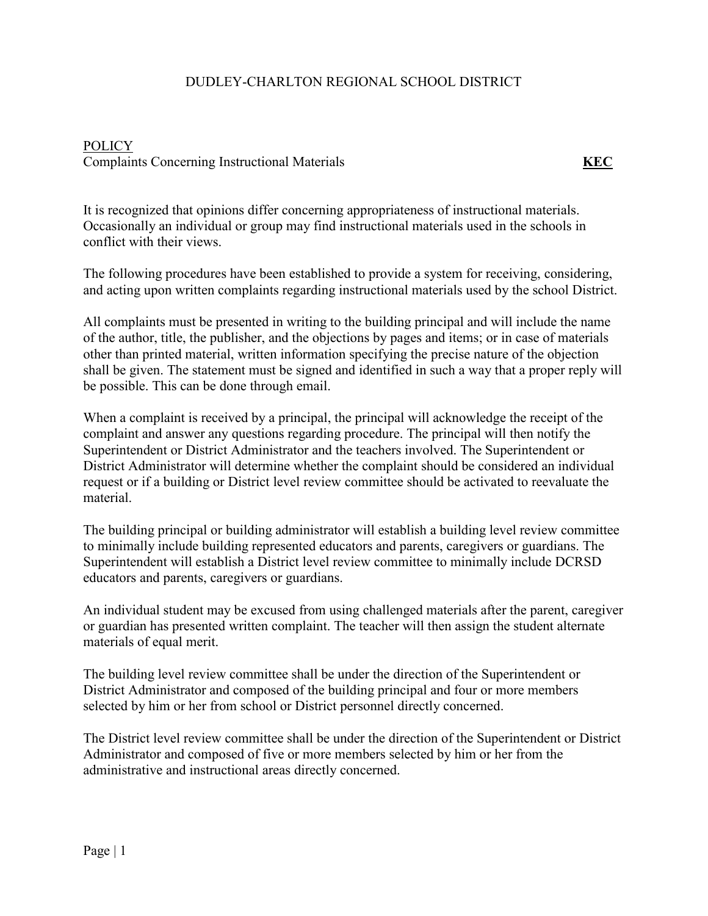# DUDLEY-CHARLTON REGIONAL SCHOOL DISTRICT

## POLICY

Complaints Concerning Instructional Materials **KEC**

It is recognized that opinions differ concerning appropriateness of instructional materials. Occasionally an individual or group may find instructional materials used in the schools in conflict with their views.

The following procedures have been established to provide a system for receiving, considering, and acting upon written complaints regarding instructional materials used by the school District.

All complaints must be presented in writing to the building principal and will include the name of the author, title, the publisher, and the objections by pages and items; or in case of materials other than printed material, written information specifying the precise nature of the objection shall be given. The statement must be signed and identified in such a way that a proper reply will be possible. This can be done through email.

When a complaint is received by a principal, the principal will acknowledge the receipt of the complaint and answer any questions regarding procedure. The principal will then notify the Superintendent or District Administrator and the teachers involved. The Superintendent or District Administrator will determine whether the complaint should be considered an individual request or if a building or District level review committee should be activated to reevaluate the material.

The building principal or building administrator will establish a building level review committee to minimally include building represented educators and parents, caregivers or guardians. The Superintendent will establish a District level review committee to minimally include DCRSD educators and parents, caregivers or guardians.

An individual student may be excused from using challenged materials after the parent, caregiver or guardian has presented written complaint. The teacher will then assign the student alternate materials of equal merit.

The building level review committee shall be under the direction of the Superintendent or District Administrator and composed of the building principal and four or more members selected by him or her from school or District personnel directly concerned.

The District level review committee shall be under the direction of the Superintendent or District Administrator and composed of five or more members selected by him or her from the administrative and instructional areas directly concerned.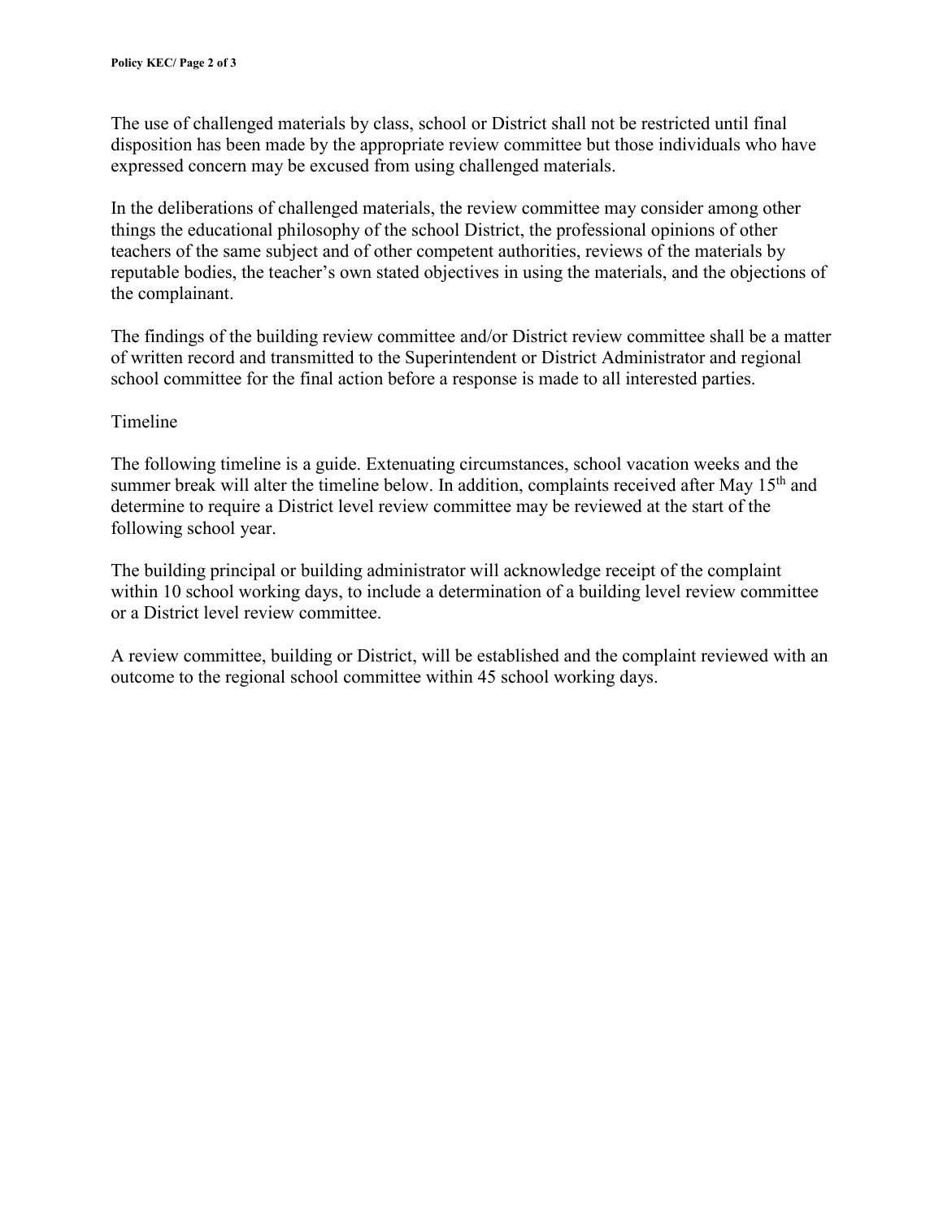The use of challenged materials by class, school or District shall not be restricted until final disposition has been made by the appropriate review committee but those individuals who have expressed concern may be excused from using challenged materials.

In the deliberations of challenged materials, the review committee may consider among other things the educational philosophy of the school District, the professional opinions of other teachers of the same subject and of other competent authorities, reviews of the materials by reputable bodies, the teacher's own stated objectives in using the materials, and the objections of the complainant.

The findings of the building review committee and/or District review committee shall be a matter of written record and transmitted to the Superintendent or District Administrator and regional school committee for the final action before a response is made to all interested parties.

Timeline

The following timeline is a guide. Extenuating circumstances, school vacation weeks and the summer break will alter the timeline below. In addition, complaints received after May 15th and determine to require a District level review committee may be reviewed at the start of the following school year.

The building principal or building administrator will acknowledge receipt of the complaint within 10 school working days, to include a determination of a building level review committee or a District level review committee.

A review committee, building or District, will be established and the complaint reviewed with an outcome to the regional school committee within 45 school working days.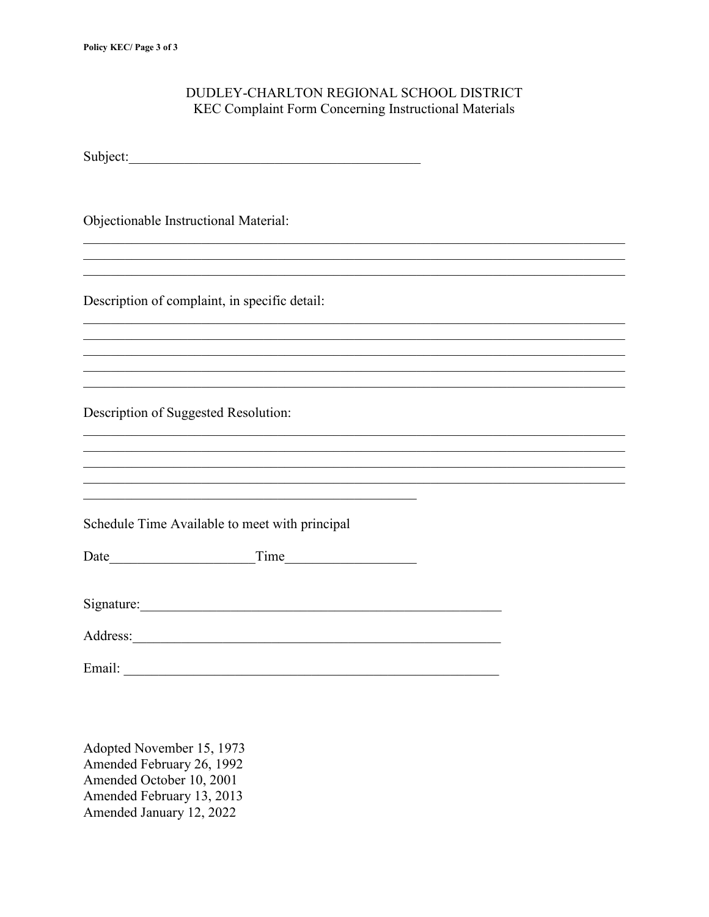# DUDLEY-CHARLTON REGIONAL SCHOOL DISTRICT

## KEC Complaint Form Concerning Instructional Materials

Subject:_________________________________________

Objectionable Instructional Material:

_______________________________________________________________________________
_______________________________________________________________________________
_______________________________________________________________________________

Description of complaint, in specific detail:

_______________________________________________________________________________
_______________________________________________________________________________
_______________________________________________________________________________
_______________________________________________________________________________
_______________________________________________________________________________

Description of Suggested Resolution:

_______________________________________________________________________________
_______________________________________________________________________________
_______________________________________________________________________________
_______________________________________________________________________________
_________________________________________________

Schedule Time Available to meet with principal

Date_____________________Time___________________

Signature:_____________________________________________________

Address:______________________________________________________

Email: _______________________________________________________

Adopted November 15, 1973
Amended February 26, 1992
Amended October 10, 2001
Amended February 13, 2013
Amended January 12, 2022